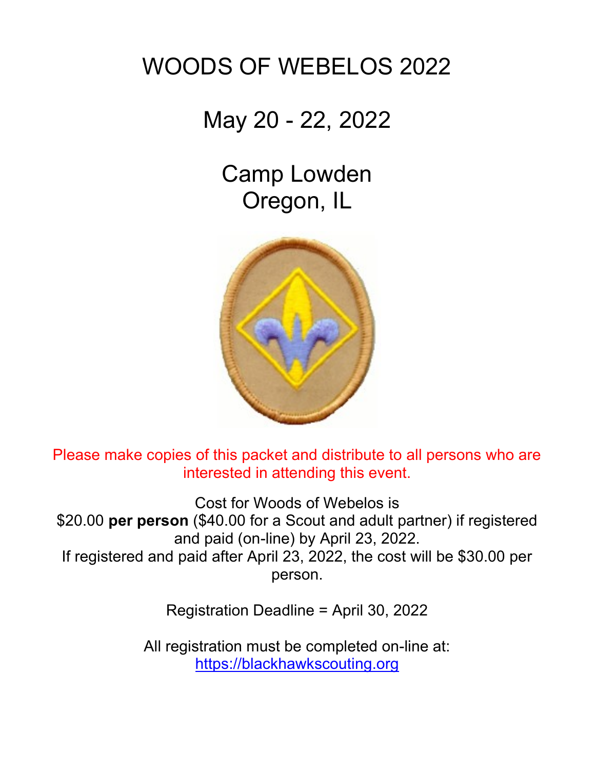# WOODS OF WEBELOS 2022

## May 20 - 22, 2022

## Camp Lowden
## Oregon, IL

Please make copies of this packet and distribute to all persons who are interested in attending this event.

Cost for Woods of Webelos is
$20.00 **per person** ($40.00 for a Scout and adult partner) if registered and paid (on-line) by April 23, 2022.
If registered and paid after April 23, 2022, the cost will be $30.00 per person.

Registration Deadline = April 30, 2022

All registration must be completed on-line at:
https://blackhawkscouting.org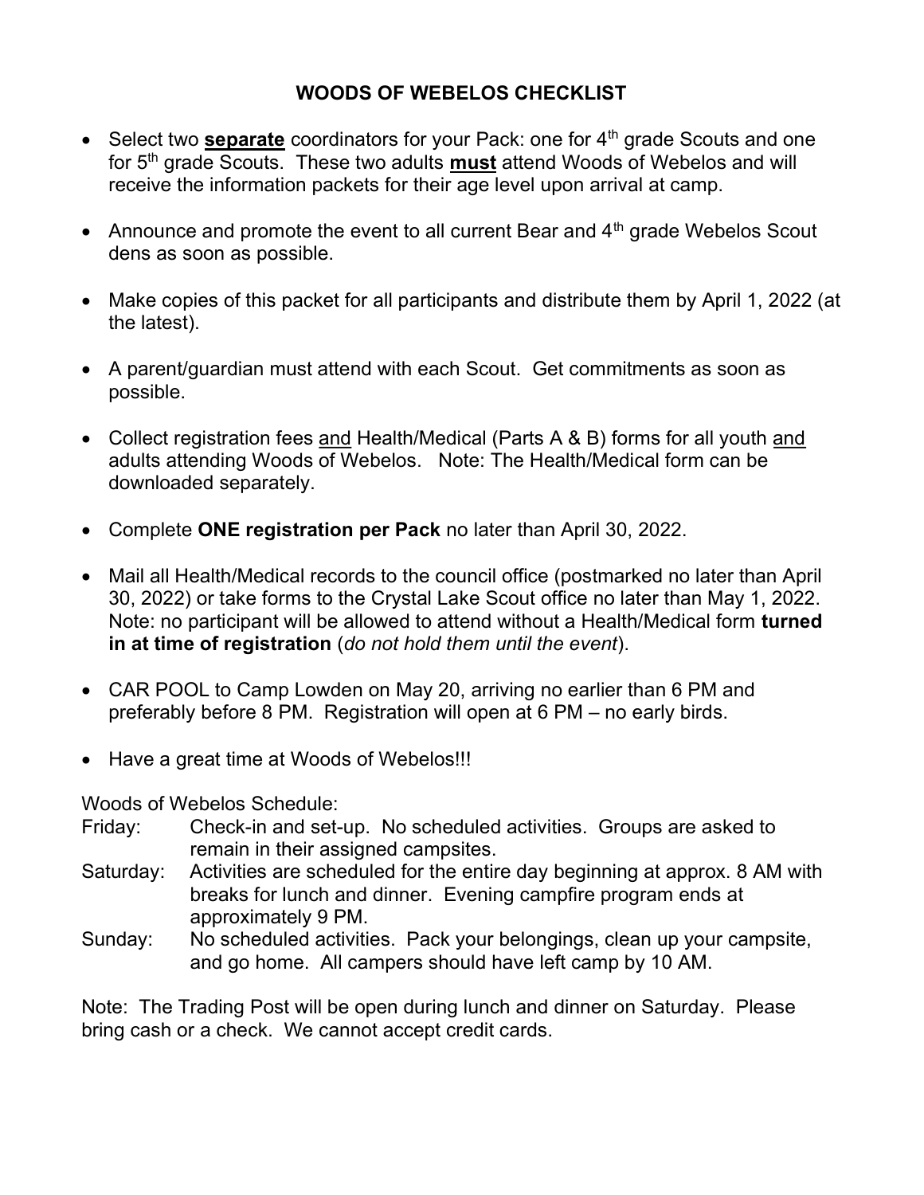# WOODS OF WEBELOS CHECKLIST

- Select two **separate** coordinators for your Pack: one for 4th grade Scouts and one for 5th grade Scouts. These two adults **must** attend Woods of Webelos and will receive the information packets for their age level upon arrival at camp.

- Announce and promote the event to all current Bear and 4th grade Webelos Scout dens as soon as possible.

- Make copies of this packet for all participants and distribute them by April 1, 2022 (at the latest).

- A parent/guardian must attend with each Scout. Get commitments as soon as possible.

- Collect registration fees and Health/Medical (Parts A & B) forms for all youth and adults attending Woods of Webelos. Note: The Health/Medical form can be downloaded separately.

- Complete **ONE registration per Pack** no later than April 30, 2022.

- Mail all Health/Medical records to the council office (postmarked no later than April 30, 2022) or take forms to the Crystal Lake Scout office no later than May 1, 2022. Note: no participant will be allowed to attend without a Health/Medical form **turned in at time of registration** (*do not hold them until the event*).

- CAR POOL to Camp Lowden on May 20, arriving no earlier than 6 PM and preferably before 8 PM. Registration will open at 6 PM – no early birds.

- Have a great time at Woods of Webelos!!!

Woods of Webelos Schedule:

Friday: Check-in and set-up. No scheduled activities. Groups are asked to remain in their assigned campsites.

Saturday: Activities are scheduled for the entire day beginning at approx. 8 AM with breaks for lunch and dinner. Evening campfire program ends at approximately 9 PM.

Sunday: No scheduled activities. Pack your belongings, clean up your campsite, and go home. All campers should have left camp by 10 AM.

Note: The Trading Post will be open during lunch and dinner on Saturday. Please bring cash or a check. We cannot accept credit cards.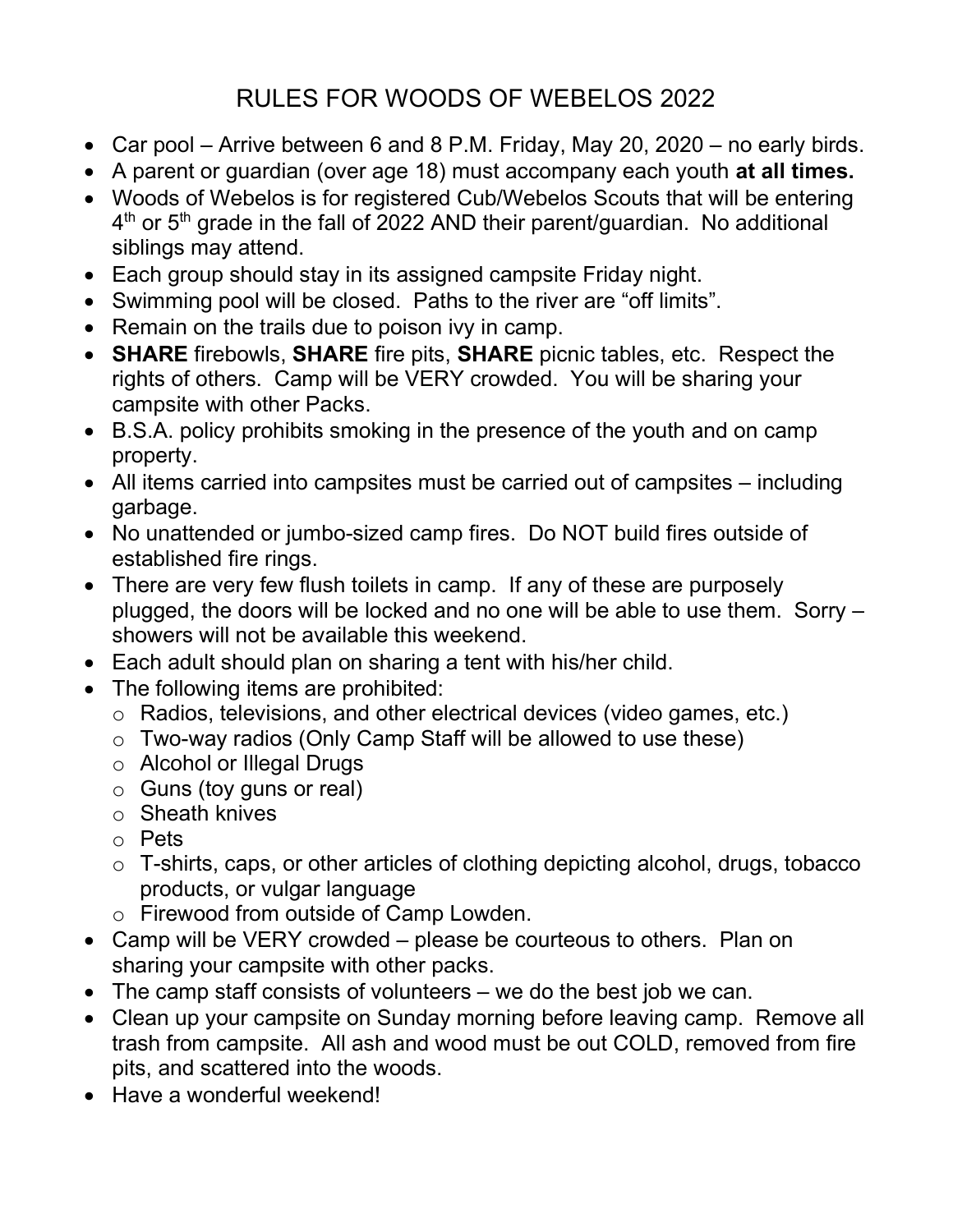# RULES FOR WOODS OF WEBELOS 2022

- Car pool – Arrive between 6 and 8 P.M. Friday, May 20, 2020 – no early birds.
- A parent or guardian (over age 18) must accompany each youth **at all times.**
- Woods of Webelos is for registered Cub/Webelos Scouts that will be entering 4th or 5th grade in the fall of 2022 AND their parent/guardian. No additional siblings may attend.
- Each group should stay in its assigned campsite Friday night.
- Swimming pool will be closed. Paths to the river are "off limits".
- Remain on the trails due to poison ivy in camp.
- **SHARE** firebowls, **SHARE** fire pits, **SHARE** picnic tables, etc. Respect the rights of others. Camp will be VERY crowded. You will be sharing your campsite with other Packs.
- B.S.A. policy prohibits smoking in the presence of the youth and on camp property.
- All items carried into campsites must be carried out of campsites – including garbage.
- No unattended or jumbo-sized camp fires. Do NOT build fires outside of established fire rings.
- There are very few flush toilets in camp. If any of these are purposely plugged, the doors will be locked and no one will be able to use them. Sorry – showers will not be available this weekend.
- Each adult should plan on sharing a tent with his/her child.
- The following items are prohibited:
  - Radios, televisions, and other electrical devices (video games, etc.)
  - Two-way radios (Only Camp Staff will be allowed to use these)
  - Alcohol or Illegal Drugs
  - Guns (toy guns or real)
  - Sheath knives
  - Pets
  - T-shirts, caps, or other articles of clothing depicting alcohol, drugs, tobacco products, or vulgar language
  - Firewood from outside of Camp Lowden.
- Camp will be VERY crowded – please be courteous to others. Plan on sharing your campsite with other packs.
- The camp staff consists of volunteers – we do the best job we can.
- Clean up your campsite on Sunday morning before leaving camp. Remove all trash from campsite. All ash and wood must be out COLD, removed from fire pits, and scattered into the woods.
- Have a wonderful weekend!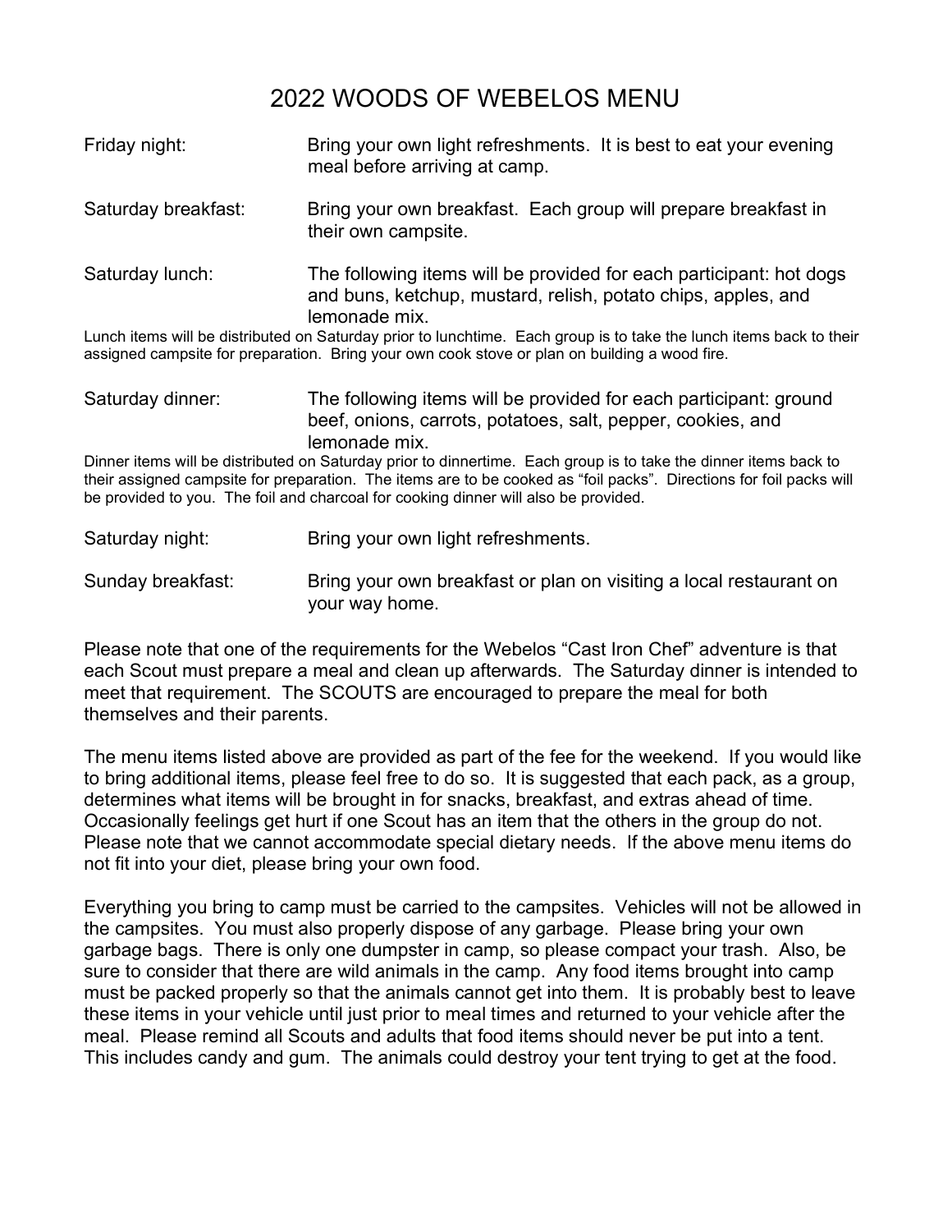# 2022 WOODS OF WEBELOS MENU

**Friday night:** Bring your own light refreshments. It is best to eat your evening meal before arriving at camp.

**Saturday breakfast:** Bring your own breakfast. Each group will prepare breakfast in their own campsite.

**Saturday lunch:** The following items will be provided for each participant: hot dogs and buns, ketchup, mustard, relish, potato chips, apples, and lemonade mix.

Lunch items will be distributed on Saturday prior to lunchtime. Each group is to take the lunch items back to their assigned campsite for preparation. Bring your own cook stove or plan on building a wood fire.

**Saturday dinner:** The following items will be provided for each participant: ground beef, onions, carrots, potatoes, salt, pepper, cookies, and lemonade mix.

Dinner items will be distributed on Saturday prior to dinnertime. Each group is to take the dinner items back to their assigned campsite for preparation. The items are to be cooked as "foil packs". Directions for foil packs will be provided to you. The foil and charcoal for cooking dinner will also be provided.

**Saturday night:** Bring your own light refreshments.

**Sunday breakfast:** Bring your own breakfast or plan on visiting a local restaurant on your way home.

Please note that one of the requirements for the Webelos "Cast Iron Chef" adventure is that each Scout must prepare a meal and clean up afterwards. The Saturday dinner is intended to meet that requirement. The SCOUTS are encouraged to prepare the meal for both themselves and their parents.

The menu items listed above are provided as part of the fee for the weekend. If you would like to bring additional items, please feel free to do so. It is suggested that each pack, as a group, determines what items will be brought in for snacks, breakfast, and extras ahead of time. Occasionally feelings get hurt if one Scout has an item that the others in the group do not. Please note that we cannot accommodate special dietary needs. If the above menu items do not fit into your diet, please bring your own food.

Everything you bring to camp must be carried to the campsites. Vehicles will not be allowed in the campsites. You must also properly dispose of any garbage. Please bring your own garbage bags. There is only one dumpster in camp, so please compact your trash. Also, be sure to consider that there are wild animals in the camp. Any food items brought into camp must be packed properly so that the animals cannot get into them. It is probably best to leave these items in your vehicle until just prior to meal times and returned to your vehicle after the meal. Please remind all Scouts and adults that food items should never be put into a tent. This includes candy and gum. The animals could destroy your tent trying to get at the food.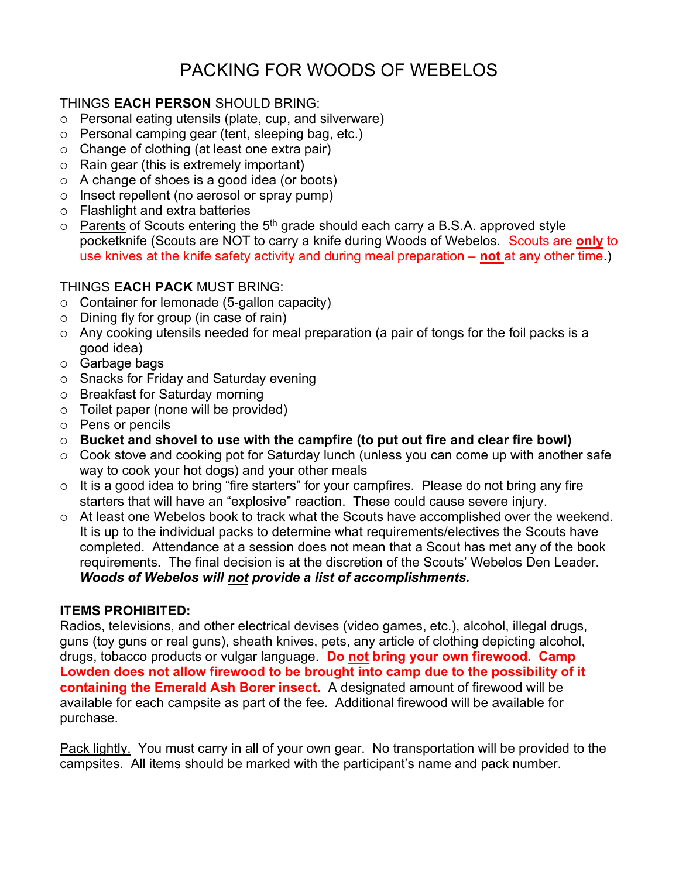# PACKING FOR WOODS OF WEBELOS

THINGS **EACH PERSON** SHOULD BRING:

- Personal eating utensils (plate, cup, and silverware)
- Personal camping gear (tent, sleeping bag, etc.)
- Change of clothing (at least one extra pair)
- Rain gear (this is extremely important)
- A change of shoes is a good idea (or boots)
- Insect repellent (no aerosol or spray pump)
- Flashlight and extra batteries
- Parents of Scouts entering the 5th grade should each carry a B.S.A. approved style pocketknife (Scouts are NOT to carry a knife during Woods of Webelos. Scouts are **only** to use knives at the knife safety activity and during meal preparation – **not** at any other time.)

THINGS **EACH PACK** MUST BRING:

- Container for lemonade (5-gallon capacity)
- Dining fly for group (in case of rain)
- Any cooking utensils needed for meal preparation (a pair of tongs for the foil packs is a good idea)
- Garbage bags
- Snacks for Friday and Saturday evening
- Breakfast for Saturday morning
- Toilet paper (none will be provided)
- Pens or pencils
- **Bucket and shovel to use with the campfire (to put out fire and clear fire bowl)**
- Cook stove and cooking pot for Saturday lunch (unless you can come up with another safe way to cook your hot dogs) and your other meals
- It is a good idea to bring "fire starters" for your campfires. Please do not bring any fire starters that will have an "explosive" reaction. These could cause severe injury.
- At least one Webelos book to track what the Scouts have accomplished over the weekend. It is up to the individual packs to determine what requirements/electives the Scouts have completed. Attendance at a session does not mean that a Scout has met any of the book requirements. The final decision is at the discretion of the Scouts' Webelos Den Leader. ***Woods of Webelos will not provide a list of accomplishments.***

**ITEMS PROHIBITED:**

Radios, televisions, and other electrical devises (video games, etc.), alcohol, illegal drugs, guns (toy guns or real guns), sheath knives, pets, any article of clothing depicting alcohol, drugs, tobacco products or vulgar language. **Do not bring your own firewood. Camp Lowden does not allow firewood to be brought into camp due to the possibility of it containing the Emerald Ash Borer insect.** A designated amount of firewood will be available for each campsite as part of the fee. Additional firewood will be available for purchase.

Pack lightly. You must carry in all of your own gear. No transportation will be provided to the campsites. All items should be marked with the participant's name and pack number.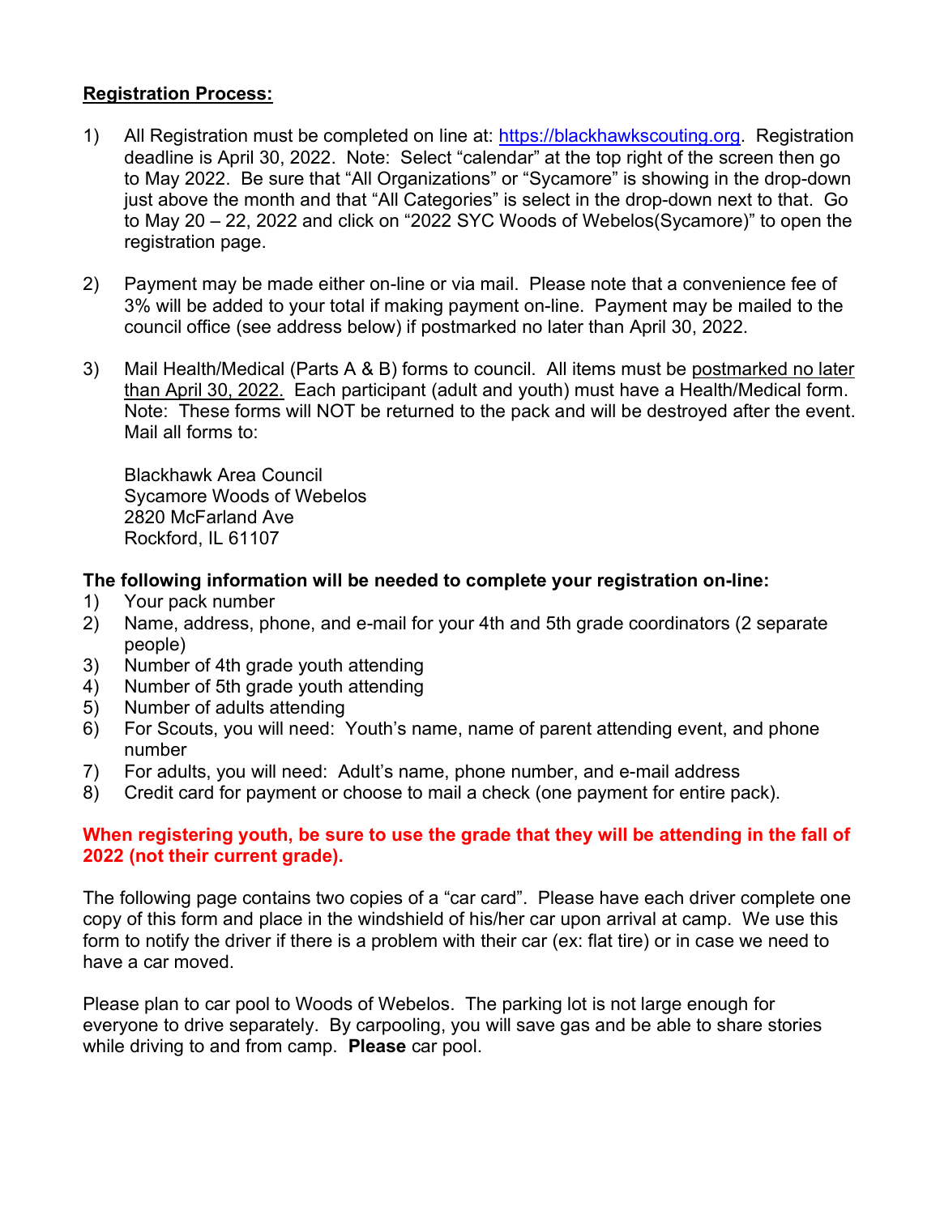**Registration Process:**

1) All Registration must be completed on line at: [https://blackhawkscouting.org](https://blackhawkscouting.org). Registration deadline is April 30, 2022. Note: Select "calendar" at the top right of the screen then go to May 2022. Be sure that "All Organizations" or "Sycamore" is showing in the drop-down just above the month and that "All Categories" is select in the drop-down next to that. Go to May 20 – 22, 2022 and click on "2022 SYC Woods of Webelos(Sycamore)" to open the registration page.

2) Payment may be made either on-line or via mail. Please note that a convenience fee of 3% will be added to your total if making payment on-line. Payment may be mailed to the council office (see address below) if postmarked no later than April 30, 2022.

3) Mail Health/Medical (Parts A & B) forms to council. All items must be postmarked no later than April 30, 2022. Each participant (adult and youth) must have a Health/Medical form. Note: These forms will NOT be returned to the pack and will be destroyed after the event. Mail all forms to:

   Blackhawk Area Council
   Sycamore Woods of Webelos
   2820 McFarland Ave
   Rockford, IL 61107

**The following information will be needed to complete your registration on-line:**

1) Your pack number
2) Name, address, phone, and e-mail for your 4th and 5th grade coordinators (2 separate people)
3) Number of 4th grade youth attending
4) Number of 5th grade youth attending
5) Number of adults attending
6) For Scouts, you will need: Youth's name, name of parent attending event, and phone number
7) For adults, you will need: Adult's name, phone number, and e-mail address
8) Credit card for payment or choose to mail a check (one payment for entire pack).

**When registering youth, be sure to use the grade that they will be attending in the fall of 2022 (not their current grade).**

The following page contains two copies of a "car card". Please have each driver complete one copy of this form and place in the windshield of his/her car upon arrival at camp. We use this form to notify the driver if there is a problem with their car (ex: flat tire) or in case we need to have a car moved.

Please plan to car pool to Woods of Webelos. The parking lot is not large enough for everyone to drive separately. By carpooling, you will save gas and be able to share stories while driving to and from camp. **Please** car pool.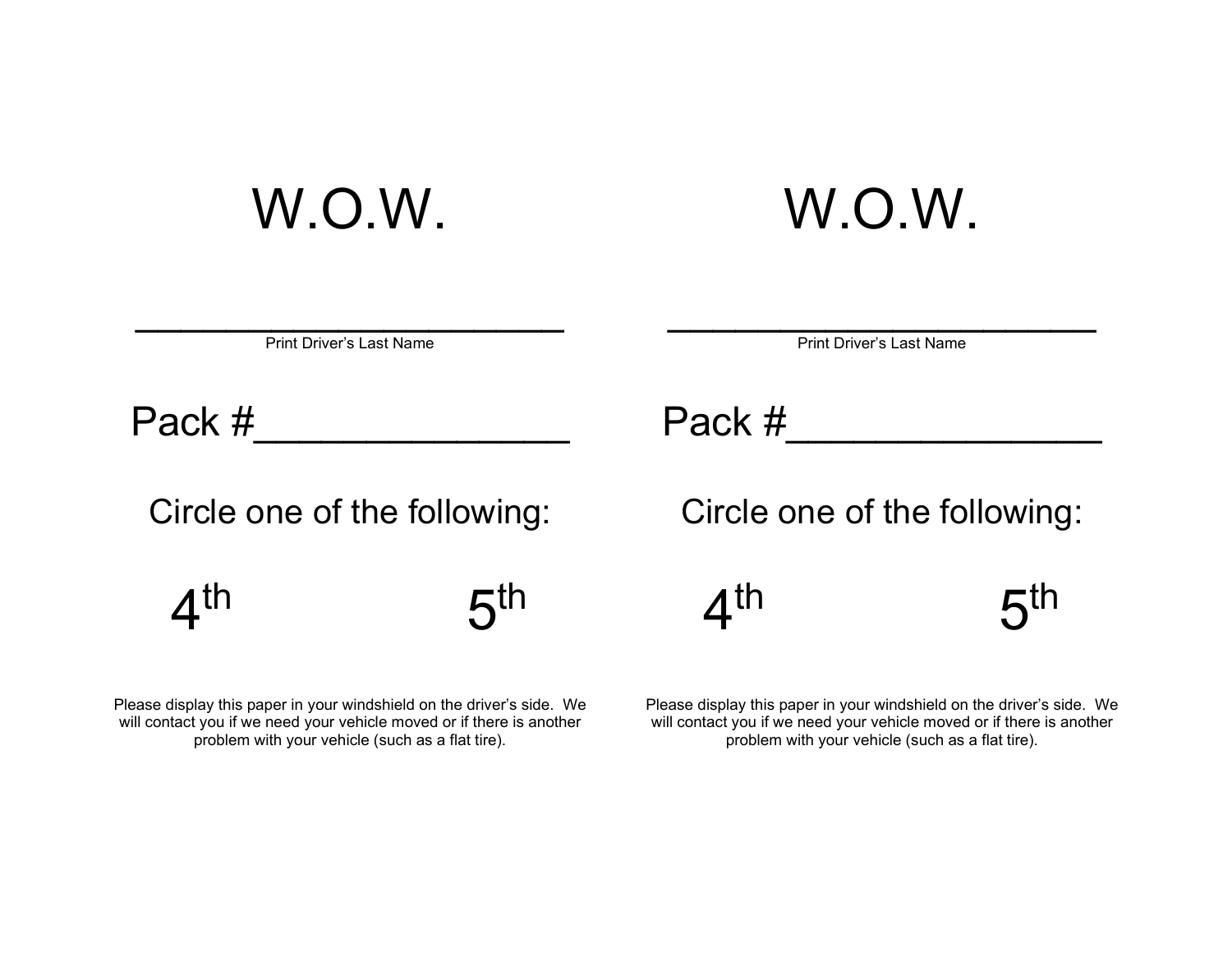# W.O.W.

_________________________

Print Driver's Last Name

Pack #_______________

Circle one of the following:

$4^{th}$ $5^{th}$

Please display this paper in your windshield on the driver's side. We will contact you if we need your vehicle moved or if there is another problem with your vehicle (such as a flat tire).

# W.O.W.

_________________________

Print Driver's Last Name

Pack #_______________

Circle one of the following:

$4^{th}$ $5^{th}$

Please display this paper in your windshield on the driver's side. We will contact you if we need your vehicle moved or if there is another problem with your vehicle (such as a flat tire).